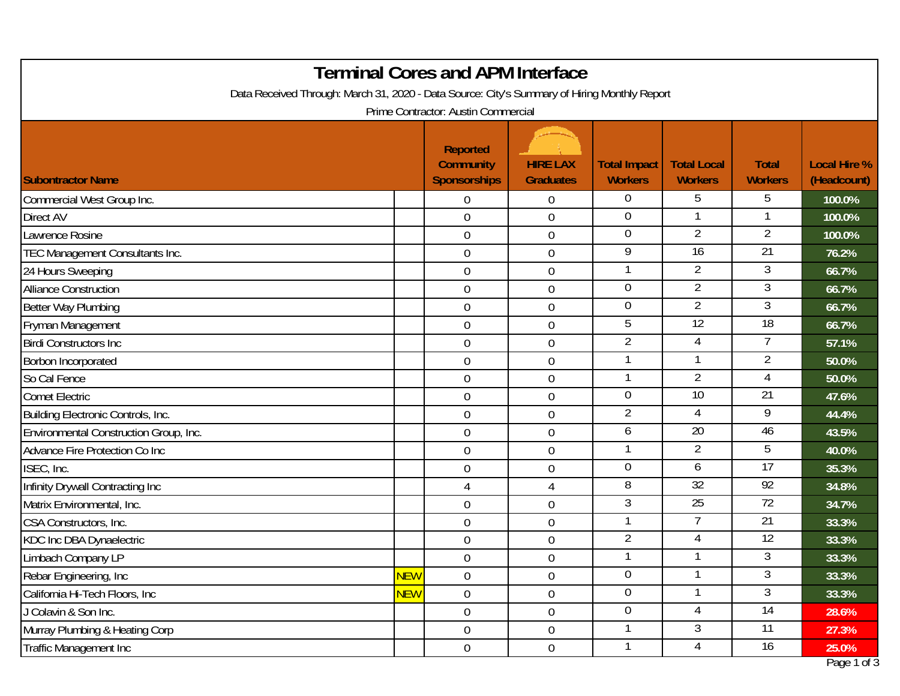# Terminal Cores and APM Interface

Data Received Through: March 31, 2020 - Data Source: City's Summary of Hiring Monthly Report

Prime Contractor: Austin Commercial

| Subontractor Name | | Reported Community Sponsorships | HIRE LAX Graduates | Total Impact Workers | Total Local Workers | Total Workers | Local Hire % (Headcount) |
|---|---|---|---|---|---|---|---|
| Commercial West Group Inc. | | 0 | 0 | 0 | 5 | 5 | 100.0% |
| Direct AV | | 0 | 0 | 0 | 1 | 1 | 100.0% |
| Lawrence Rosine | | 0 | 0 | 0 | 2 | 2 | 100.0% |
| TEC Management Consultants Inc. | | 0 | 0 | 9 | 16 | 21 | 76.2% |
| 24 Hours Sweeping | | 0 | 0 | 1 | 2 | 3 | 66.7% |
| Alliance Construction | | 0 | 0 | 0 | 2 | 3 | 66.7% |
| Better Way Plumbing | | 0 | 0 | 0 | 2 | 3 | 66.7% |
| Fryman Management | | 0 | 0 | 5 | 12 | 18 | 66.7% |
| Birdi Constructors Inc | | 0 | 0 | 2 | 4 | 7 | 57.1% |
| Borbon Incorporated | | 0 | 0 | 1 | 1 | 2 | 50.0% |
| So Cal Fence | | 0 | 0 | 1 | 2 | 4 | 50.0% |
| Comet Electric | | 0 | 0 | 0 | 10 | 21 | 47.6% |
| Building Electronic Controls, Inc. | | 0 | 0 | 2 | 4 | 9 | 44.4% |
| Environmental Construction Group, Inc. | | 0 | 0 | 6 | 20 | 46 | 43.5% |
| Advance Fire Protection Co Inc | | 0 | 0 | 1 | 2 | 5 | 40.0% |
| ISEC, Inc. | | 0 | 0 | 0 | 6 | 17 | 35.3% |
| Infinity Drywall Contracting Inc | | 4 | 4 | 8 | 32 | 92 | 34.8% |
| Matrix Environmental, Inc. | | 0 | 0 | 3 | 25 | 72 | 34.7% |
| CSA Constructors, Inc. | | 0 | 0 | 1 | 7 | 21 | 33.3% |
| KDC Inc DBA Dynaelectric | | 0 | 0 | 2 | 4 | 12 | 33.3% |
| Limbach Company LP | | 0 | 0 | 1 | 1 | 3 | 33.3% |
| Rebar Engineering, Inc | NEW | 0 | 0 | 0 | 1 | 3 | 33.3% |
| California Hi-Tech Floors, Inc | NEW | 0 | 0 | 0 | 1 | 3 | 33.3% |
| J Colavin & Son Inc. | | 0 | 0 | 0 | 4 | 14 | 28.6% |
| Murray Plumbing & Heating Corp | | 0 | 0 | 1 | 3 | 11 | 27.3% |
| Traffic Management Inc | | 0 | 0 | 1 | 4 | 16 | 25.0% |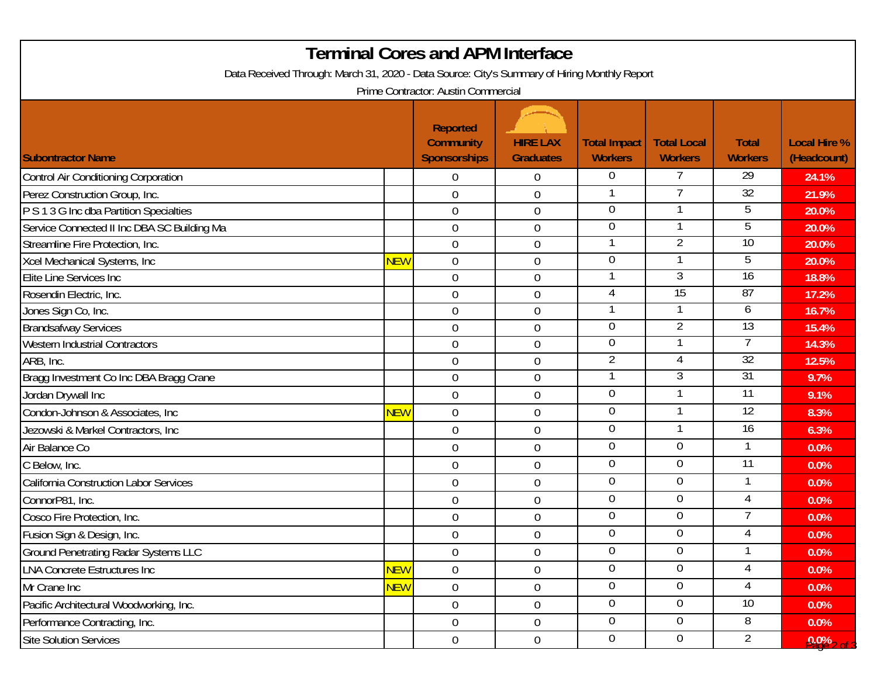# Terminal Cores and APM Interface

Data Received Through: March 31, 2020 - Data Source: City's Summary of Hiring Monthly Report

Prime Contractor: Austin Commercial

| Subontractor Name | | Reported Community Sponsorships | HIRE LAX Graduates | Total Impact Workers | Total Local Workers | Total Workers | Local Hire % (Headcount) |
|---|---|---|---|---|---|---|---|
| Control Air Conditioning Corporation | | 0 | 0 | 0 | 7 | 29 | 24.1% |
| Perez Construction Group, Inc. | | 0 | 0 | 1 | 7 | 32 | 21.9% |
| P S 1 3 G Inc dba Partition Specialties | | 0 | 0 | 0 | 1 | 5 | 20.0% |
| Service Connected II Inc DBA SC Building Ma | | 0 | 0 | 0 | 1 | 5 | 20.0% |
| Streamline Fire Protection, Inc. | | 0 | 0 | 1 | 2 | 10 | 20.0% |
| Xcel Mechanical Systems, Inc | NEW | 0 | 0 | 0 | 1 | 5 | 20.0% |
| Elite Line Services Inc | | 0 | 0 | 1 | 3 | 16 | 18.8% |
| Rosendin Electric, Inc. | | 0 | 0 | 4 | 15 | 87 | 17.2% |
| Jones Sign Co, Inc. | | 0 | 0 | 1 | 1 | 6 | 16.7% |
| Brandsafway Services | | 0 | 0 | 0 | 2 | 13 | 15.4% |
| Western Industrial Contractors | | 0 | 0 | 0 | 1 | 7 | 14.3% |
| ARB, Inc. | | 0 | 0 | 2 | 4 | 32 | 12.5% |
| Bragg Investment Co Inc DBA Bragg Crane | | 0 | 0 | 1 | 3 | 31 | 9.7% |
| Jordan Drywall Inc | | 0 | 0 | 0 | 1 | 11 | 9.1% |
| Condon-Johnson & Associates, Inc | NEW | 0 | 0 | 0 | 1 | 12 | 8.3% |
| Jezowski & Markel Contractors, Inc | | 0 | 0 | 0 | 1 | 16 | 6.3% |
| Air Balance Co | | 0 | 0 | 0 | 0 | 1 | 0.0% |
| C Below, Inc. | | 0 | 0 | 0 | 0 | 11 | 0.0% |
| California Construction Labor Services | | 0 | 0 | 0 | 0 | 1 | 0.0% |
| ConnorP81, Inc. | | 0 | 0 | 0 | 0 | 4 | 0.0% |
| Cosco Fire Protection, Inc. | | 0 | 0 | 0 | 0 | 7 | 0.0% |
| Fusion Sign & Design, Inc. | | 0 | 0 | 0 | 0 | 4 | 0.0% |
| Ground Penetrating Radar Systems LLC | | 0 | 0 | 0 | 0 | 1 | 0.0% |
| LNA Concrete Estructures Inc | NEW | 0 | 0 | 0 | 0 | 4 | 0.0% |
| Mr Crane Inc | NEW | 0 | 0 | 0 | 0 | 4 | 0.0% |
| Pacific Architectural Woodworking, Inc. | | 0 | 0 | 0 | 0 | 10 | 0.0% |
| Performance Contracting, Inc. | | 0 | 0 | 0 | 0 | 8 | 0.0% |
| Site Solution Services | | 0 | 0 | 0 | 0 | 2 | 0.0% |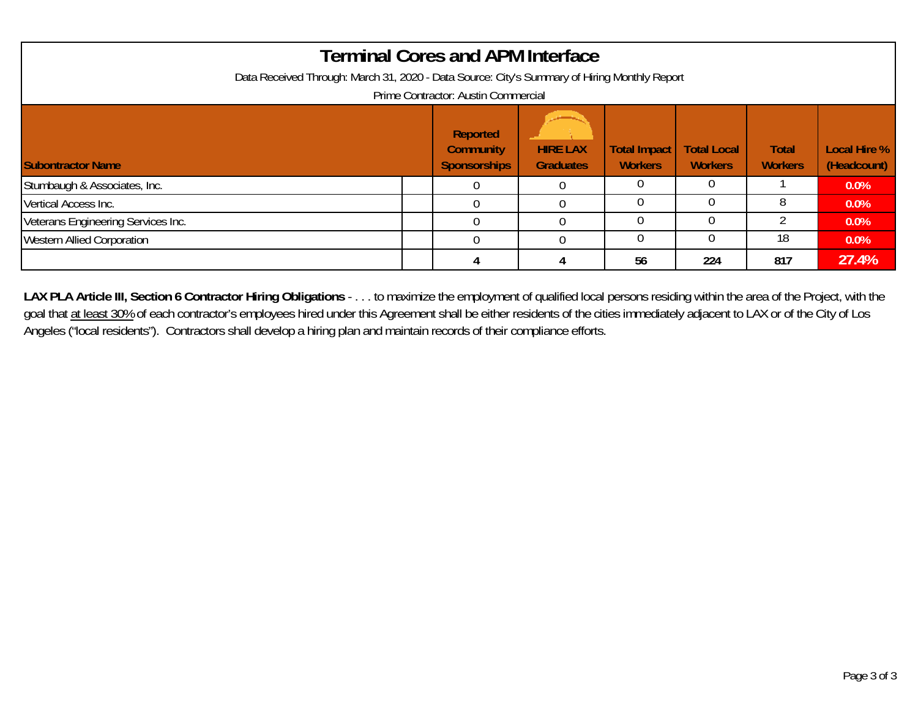# Terminal Cores and APM Interface

Data Received Through: March 31, 2020 - Data Source: City's Summary of Hiring Monthly Report

Prime Contractor: Austin Commercial

| Subontractor Name | | Reported Community Sponsorships | HIRE LAX Graduates | Total Impact Workers | Total Local Workers | Total Workers | Local Hire % (Headcount) |
|---|---|---|---|---|---|---|---|
| Stumbaugh & Associates, Inc. | | 0 | 0 | 0 | 0 | 1 | 0.0% |
| Vertical Access Inc. | | 0 | 0 | 0 | 0 | 8 | 0.0% |
| Veterans Engineering Services Inc. | | 0 | 0 | 0 | 0 | 2 | 0.0% |
| Western Allied Corporation | | 0 | 0 | 0 | 0 | 18 | 0.0% |
| | | **4** | **4** | **56** | **224** | **817** | **27.4%** |

**LAX PLA Article III, Section 6 Contractor Hiring Obligations** - . . . to maximize the employment of qualified local persons residing within the area of the Project, with the goal that at least 30% of each contractor's employees hired under this Agreement shall be either residents of the cities immediately adjacent to LAX or of the City of Los Angeles ("local residents"). Contractors shall develop a hiring plan and maintain records of their compliance efforts.